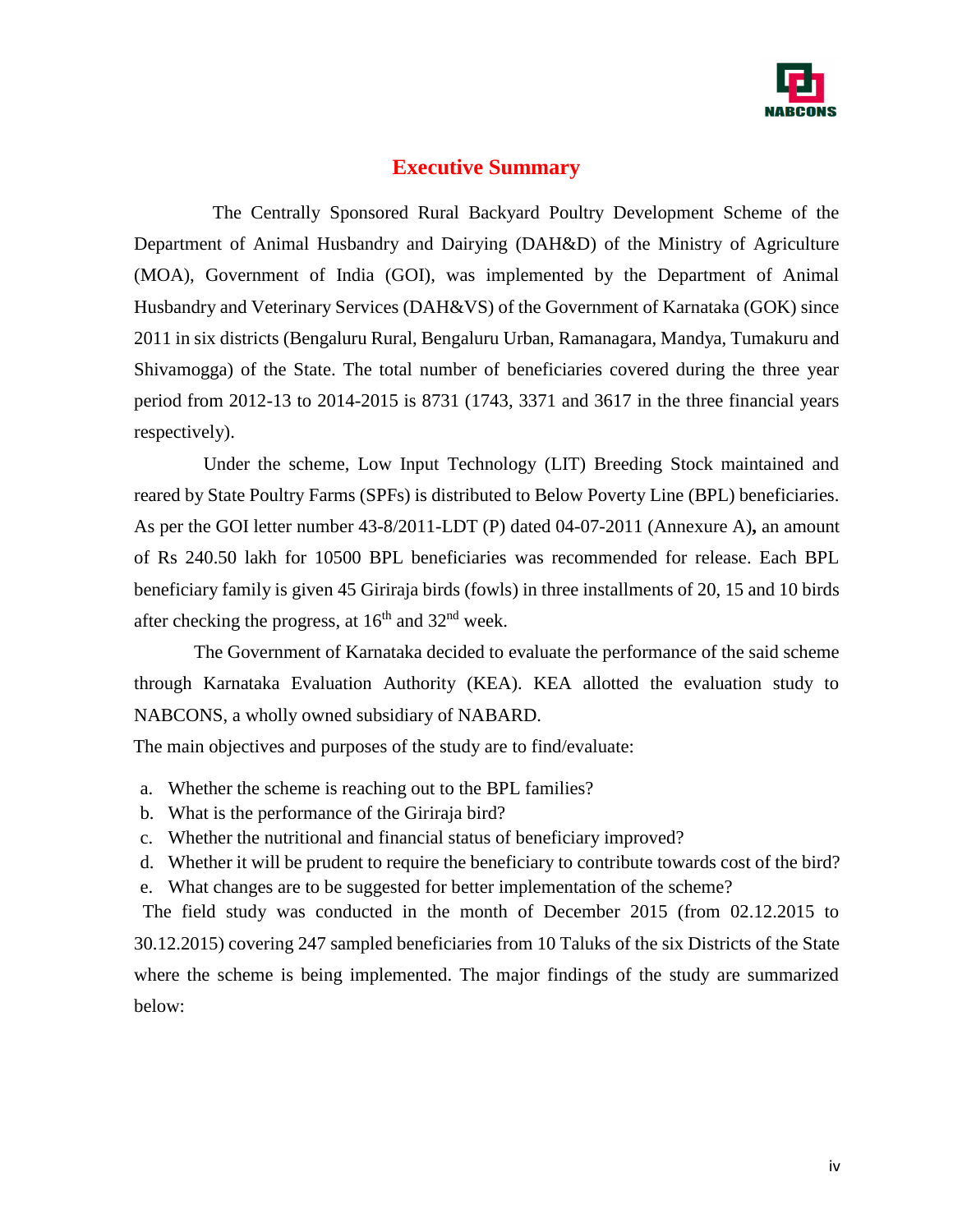## Executive Summary

The Centrally Sponsored Rural Backyard Poultry Development Scheme of the Department of Animal Husbandry and Dairying (DAH&D) of the Ministry of Agriculture (MOA), Government of India (GOI), was implemented by the Department of Animal Husbandry and Veterinary Services (DAH&VS) of the Government of Karnataka (GOK) since 2011 in six districts (Bengaluru Rural, Bengaluru Urban, Ramanagara, Mandya, Tumakuru and Shivamogga) of the State. The total number of beneficiaries covered during the three year period from 2012-13 to 2014-2015 is 8731 (1743, 3371 and 3617 in the three financial years respectively).

Under the scheme, Low Input Technology (LIT) Breeding Stock maintained and reared by State Poultry Farms (SPFs) is distributed to Below Poverty Line (BPL) beneficiaries. As per the GOI letter number 43-8/2011-LDT (P) dated 04-07-2011 (Annexure A)**,** an amount of Rs 240.50 lakh for 10500 BPL beneficiaries was recommended for release. Each BPL beneficiary family is given 45 Giriraja birds (fowls) in three installments of 20, 15 and 10 birds after checking the progress, at 16th and 32nd week.

The Government of Karnataka decided to evaluate the performance of the said scheme through Karnataka Evaluation Authority (KEA). KEA allotted the evaluation study to NABCONS, a wholly owned subsidiary of NABARD.

The main objectives and purposes of the study are to find/evaluate:

a. Whether the scheme is reaching out to the BPL families?
b. What is the performance of the Giriraja bird?
c. Whether the nutritional and financial status of beneficiary improved?
d. Whether it will be prudent to require the beneficiary to contribute towards cost of the bird?
e. What changes are to be suggested for better implementation of the scheme?

The field study was conducted in the month of December 2015 (from 02.12.2015 to 30.12.2015) covering 247 sampled beneficiaries from 10 Taluks of the six Districts of the State where the scheme is being implemented. The major findings of the study are summarized below: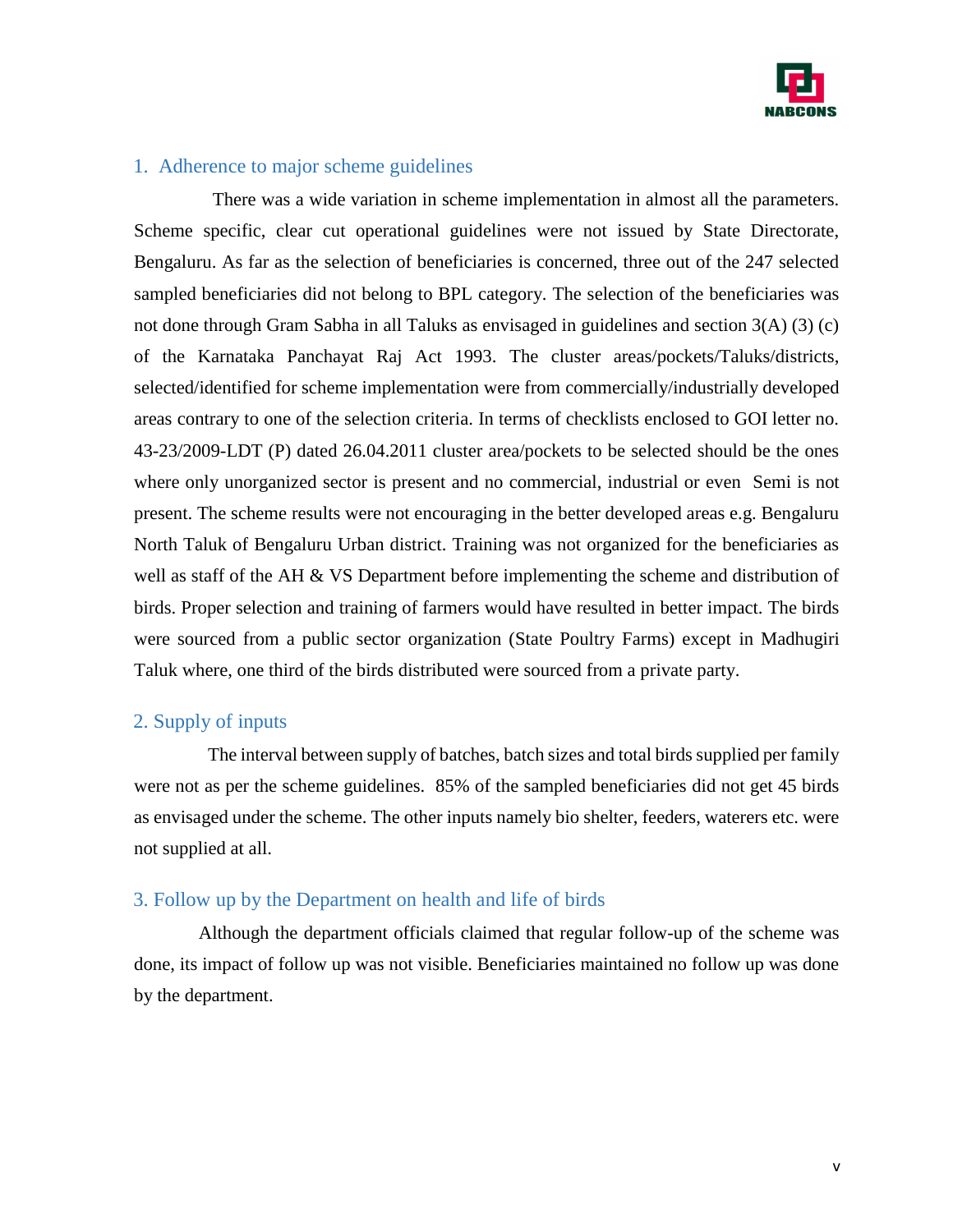## 1. Adherence to major scheme guidelines

There was a wide variation in scheme implementation in almost all the parameters. Scheme specific, clear cut operational guidelines were not issued by State Directorate, Bengaluru. As far as the selection of beneficiaries is concerned, three out of the 247 selected sampled beneficiaries did not belong to BPL category. The selection of the beneficiaries was not done through Gram Sabha in all Taluks as envisaged in guidelines and section 3(A) (3) (c) of the Karnataka Panchayat Raj Act 1993. The cluster areas/pockets/Taluks/districts, selected/identified for scheme implementation were from commercially/industrially developed areas contrary to one of the selection criteria. In terms of checklists enclosed to GOI letter no. 43-23/2009-LDT (P) dated 26.04.2011 cluster area/pockets to be selected should be the ones where only unorganized sector is present and no commercial, industrial or even Semi is not present. The scheme results were not encouraging in the better developed areas e.g. Bengaluru North Taluk of Bengaluru Urban district. Training was not organized for the beneficiaries as well as staff of the AH & VS Department before implementing the scheme and distribution of birds. Proper selection and training of farmers would have resulted in better impact. The birds were sourced from a public sector organization (State Poultry Farms) except in Madhugiri Taluk where, one third of the birds distributed were sourced from a private party.

## 2. Supply of inputs

The interval between supply of batches, batch sizes and total birds supplied per family were not as per the scheme guidelines. 85% of the sampled beneficiaries did not get 45 birds as envisaged under the scheme. The other inputs namely bio shelter, feeders, waterers etc. were not supplied at all.

## 3. Follow up by the Department on health and life of birds

Although the department officials claimed that regular follow-up of the scheme was done, its impact of follow up was not visible. Beneficiaries maintained no follow up was done by the department.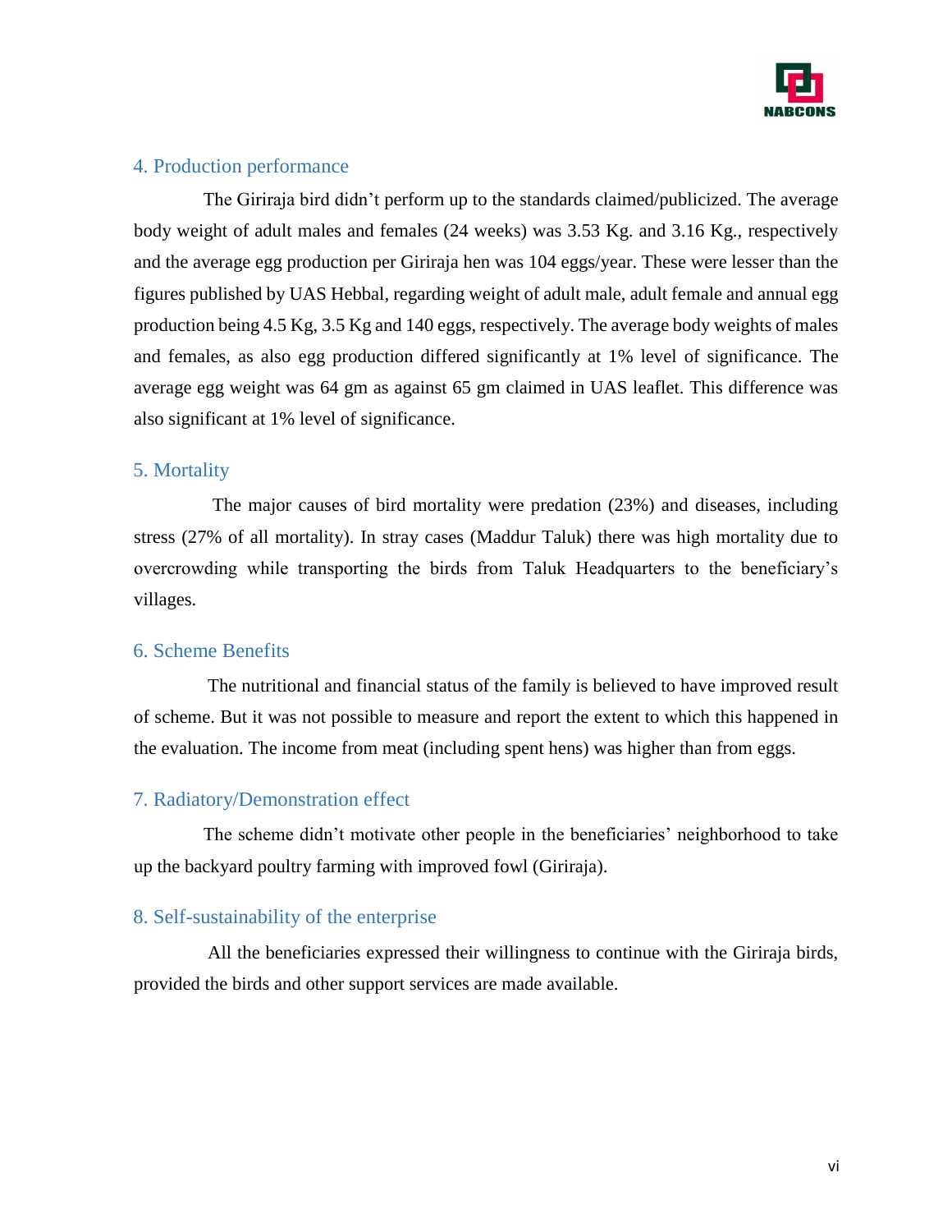## 4. Production performance

The Giriraja bird didn't perform up to the standards claimed/publicized. The average body weight of adult males and females (24 weeks) was 3.53 Kg. and 3.16 Kg., respectively and the average egg production per Giriraja hen was 104 eggs/year. These were lesser than the figures published by UAS Hebbal, regarding weight of adult male, adult female and annual egg production being 4.5 Kg, 3.5 Kg and 140 eggs, respectively. The average body weights of males and females, as also egg production differed significantly at 1% level of significance. The average egg weight was 64 gm as against 65 gm claimed in UAS leaflet. This difference was also significant at 1% level of significance.

## 5. Mortality

The major causes of bird mortality were predation (23%) and diseases, including stress (27% of all mortality). In stray cases (Maddur Taluk) there was high mortality due to overcrowding while transporting the birds from Taluk Headquarters to the beneficiary's villages.

## 6. Scheme Benefits

The nutritional and financial status of the family is believed to have improved result of scheme. But it was not possible to measure and report the extent to which this happened in the evaluation. The income from meat (including spent hens) was higher than from eggs.

## 7. Radiatory/Demonstration effect

The scheme didn't motivate other people in the beneficiaries' neighborhood to take up the backyard poultry farming with improved fowl (Giriraja).

## 8. Self-sustainability of the enterprise

All the beneficiaries expressed their willingness to continue with the Giriraja birds, provided the birds and other support services are made available.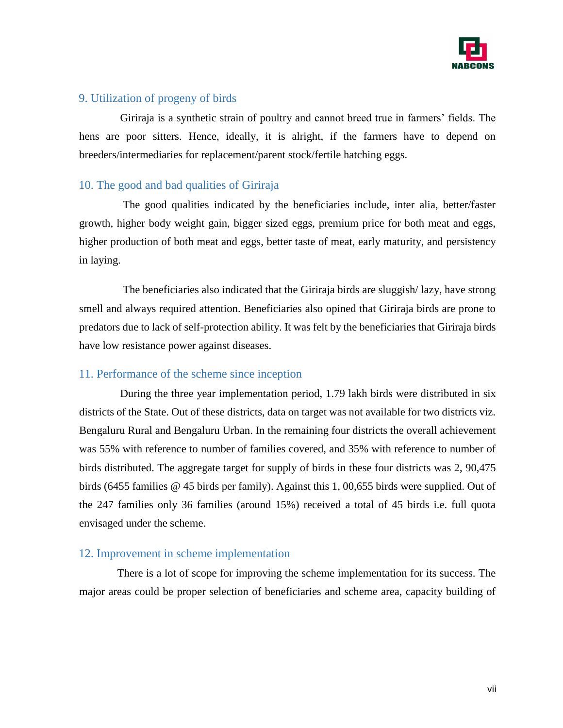## 9. Utilization of progeny of birds

Giriraja is a synthetic strain of poultry and cannot breed true in farmers' fields. The hens are poor sitters. Hence, ideally, it is alright, if the farmers have to depend on breeders/intermediaries for replacement/parent stock/fertile hatching eggs.

## 10. The good and bad qualities of Giriraja

The good qualities indicated by the beneficiaries include, inter alia, better/faster growth, higher body weight gain, bigger sized eggs, premium price for both meat and eggs, higher production of both meat and eggs, better taste of meat, early maturity, and persistency in laying.

The beneficiaries also indicated that the Giriraja birds are sluggish/ lazy, have strong smell and always required attention. Beneficiaries also opined that Giriraja birds are prone to predators due to lack of self-protection ability. It was felt by the beneficiaries that Giriraja birds have low resistance power against diseases.

## 11. Performance of the scheme since inception

During the three year implementation period, 1.79 lakh birds were distributed in six districts of the State. Out of these districts, data on target was not available for two districts viz. Bengaluru Rural and Bengaluru Urban. In the remaining four districts the overall achievement was 55% with reference to number of families covered, and 35% with reference to number of birds distributed. The aggregate target for supply of birds in these four districts was 2, 90,475 birds (6455 families @ 45 birds per family). Against this 1, 00,655 birds were supplied. Out of the 247 families only 36 families (around 15%) received a total of 45 birds i.e. full quota envisaged under the scheme.

## 12. Improvement in scheme implementation

There is a lot of scope for improving the scheme implementation for its success. The major areas could be proper selection of beneficiaries and scheme area, capacity building of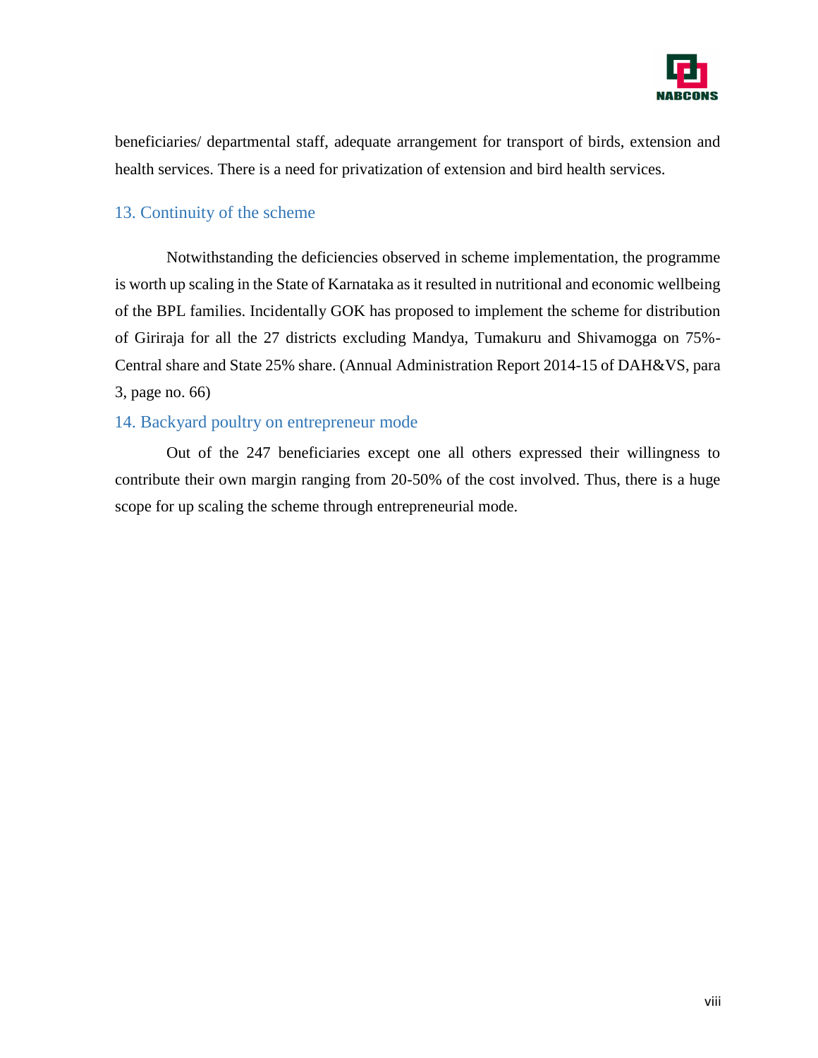beneficiaries/ departmental staff, adequate arrangement for transport of birds, extension and health services. There is a need for privatization of extension and bird health services.

## 13. Continuity of the scheme

Notwithstanding the deficiencies observed in scheme implementation, the programme is worth up scaling in the State of Karnataka as it resulted in nutritional and economic wellbeing of the BPL families. Incidentally GOK has proposed to implement the scheme for distribution of Giriraja for all the 27 districts excluding Mandya, Tumakuru and Shivamogga on 75%-Central share and State 25% share. (Annual Administration Report 2014-15 of DAH&VS, para 3, page no. 66)

## 14. Backyard poultry on entrepreneur mode

Out of the 247 beneficiaries except one all others expressed their willingness to contribute their own margin ranging from 20-50% of the cost involved. Thus, there is a huge scope for up scaling the scheme through entrepreneurial mode.